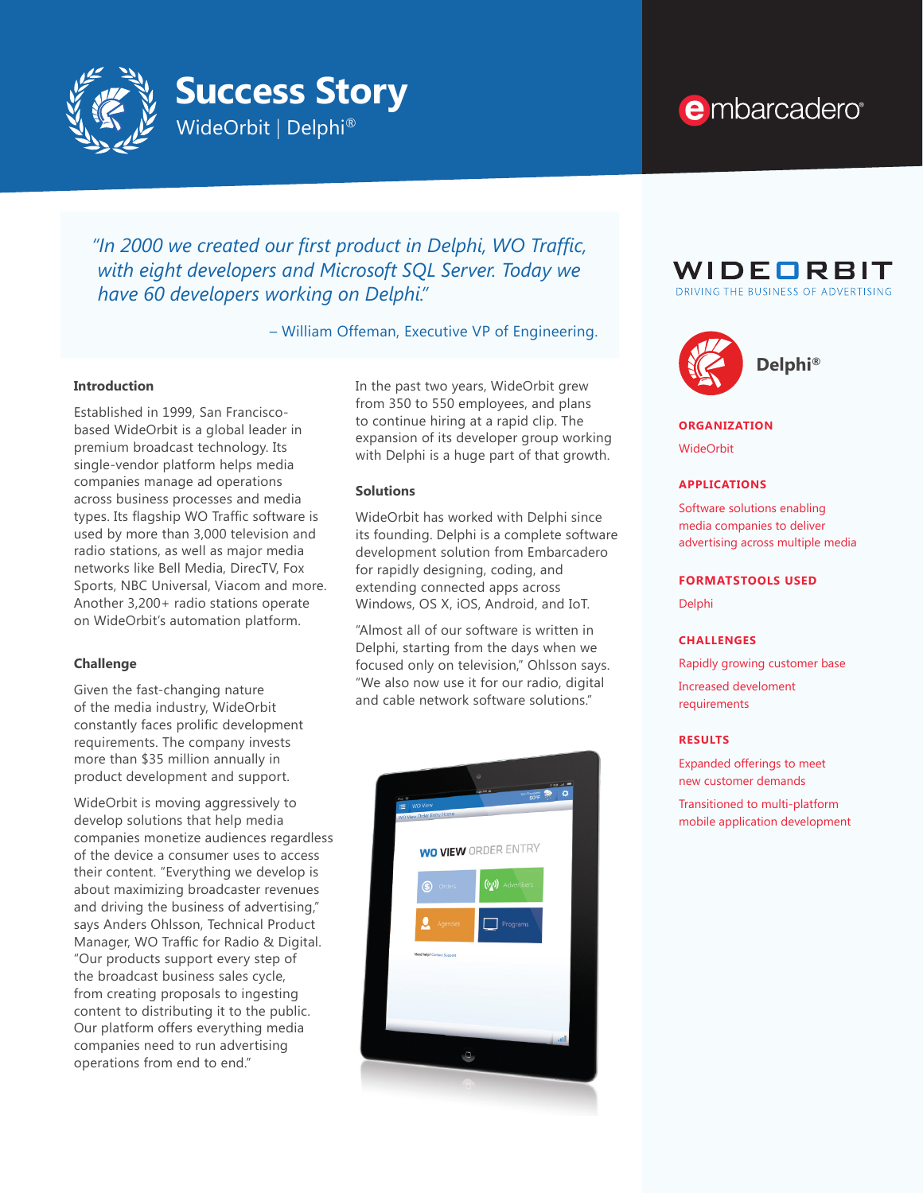# Success Story

WideOrbit | Delphi®

embarcadero®

> *"In 2000 we created our first product in Delphi, WO Traffic, with eight developers and Microsoft SQL Server. Today we have 60 developers working on Delphi."*
>
> – William Offeman, Executive VP of Engineering.

WIDEORBIT
DRIVING THE BUSINESS OF ADVERTISING

Delphi®

**ORGANIZATION**

WideOrbit

**APPLICATIONS**

Software solutions enabling media companies to deliver advertising across multiple media

**FORMATSTOOLS USED**

Delphi

**CHALLENGES**

Rapidly growing customer base

Increased develoment requirements

**RESULTS**

Expanded offerings to meet new customer demands

Transitioned to multi-platform mobile application development

## Introduction

Established in 1999, San Francisco-based WideOrbit is a global leader in premium broadcast technology. Its single-vendor platform helps media companies manage ad operations across business processes and media types. Its flagship WO Traffic software is used by more than 3,000 television and radio stations, as well as major media networks like Bell Media, DirecTV, Fox Sports, NBC Universal, Viacom and more. Another 3,200+ radio stations operate on WideOrbit's automation platform.

## Challenge

Given the fast-changing nature of the media industry, WideOrbit constantly faces prolific development requirements. The company invests more than $35 million annually in product development and support.

WideOrbit is moving aggressively to develop solutions that help media companies monetize audiences regardless of the device a consumer uses to access their content. "Everything we develop is about maximizing broadcaster revenues and driving the business of advertising," says Anders Ohlsson, Technical Product Manager, WO Traffic for Radio & Digital. "Our products support every step of the broadcast business sales cycle, from creating proposals to ingesting content to distributing it to the public. Our platform offers everything media companies need to run advertising operations from end to end."

In the past two years, WideOrbit grew from 350 to 550 employees, and plans to continue hiring at a rapid clip. The expansion of its developer group working with Delphi is a huge part of that growth.

## Solutions

WideOrbit has worked with Delphi since its founding. Delphi is a complete software development solution from Embarcadero for rapidly designing, coding, and extending connected apps across Windows, OS X, iOS, Android, and IoT.

"Almost all of our software is written in Delphi, starting from the days when we focused only on television," Ohlsson says. "We also now use it for our radio, digital and cable network software solutions."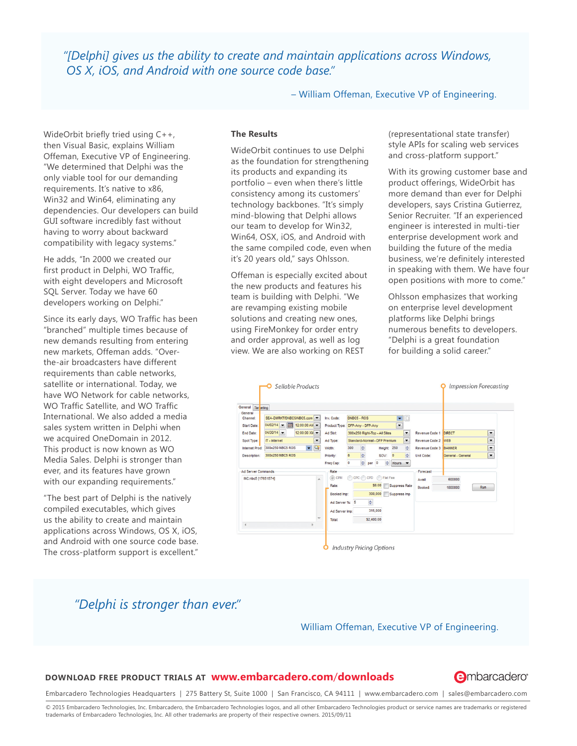*"[Delphi] gives us the ability to create and maintain applications across Windows, OS X, iOS, and Android with one source code base."*

– William Offeman, Executive VP of Engineering.

WideOrbit briefly tried using C++, then Visual Basic, explains William Offeman, Executive VP of Engineering. "We determined that Delphi was the only viable tool for our demanding requirements. It's native to x86, Win32 and Win64, eliminating any dependencies. Our developers can build GUI software incredibly fast without having to worry about backward compatibility with legacy systems."

He adds, "In 2000 we created our first product in Delphi, WO Traffic, with eight developers and Microsoft SQL Server. Today we have 60 developers working on Delphi."

Since its early days, WO Traffic has been "branched" multiple times because of new demands resulting from entering new markets, Offeman adds. "Over-the-air broadcasters have different requirements than cable networks, satellite or international. Today, we have WO Network for cable networks, WO Traffic Satellite, and WO Traffic International. We also added a media sales system written in Delphi when we acquired OneDomain in 2012. This product is now known as WO Media Sales. Delphi is stronger than ever, and its features have grown with our expanding requirements."

"The best part of Delphi is the natively compiled executables, which gives us the ability to create and maintain applications across Windows, OS X, iOS, and Android with one source code base. The cross-platform support is excellent."

**The Results**

WideOrbit continues to use Delphi as the foundation for strengthening its products and expanding its portfolio – even when there's little consistency among its customers' technology backbones. "It's simply mind-blowing that Delphi allows our team to develop for Win32, Win64, OSX, iOS, and Android with the same compiled code, even when it's 20 years old," says Ohlsson.

Offeman is especially excited about the new products and features his team is building with Delphi. "We are revamping existing mobile solutions and creating new ones, using FireMonkey for order entry and order approval, as well as log view. We are also working on REST (representational state transfer) style APIs for scaling web services and cross-platform support."

With its growing customer base and product offerings, WideOrbit has more demand than ever for Delphi developers, says Cristina Gutierrez, Senior Recruiter. "If an experienced engineer is interested in multi-tier enterprise development work and building the future of the media business, we're definitely interested in speaking with them. We have four open positions with more to come."

Ohlsson emphasizes that working on enterprise level development platforms like Delphi brings numerous benefits to developers. "Delphi is a great foundation for building a solid career."

Sellable Products

Impression Forecasting

Industry Pricing Options

*"Delphi is stronger than ever."*

William Offeman, Executive VP of Engineering.

**DOWNLOAD FREE PRODUCT TRIALS AT www.embarcadero.com/downloads**

embarcadero

Embarcadero Technologies Headquarters | 275 Battery St, Suite 1000 | San Francisco, CA 94111 | www.embarcadero.com | sales@embarcadero.com

© 2015 Embarcadero Technologies, Inc. Embarcadero, the Embarcadero Technologies logos, and all other Embarcadero Technologies product or service names are trademarks or registered trademarks of Embarcadero Technologies, Inc. All other trademarks are property of their respective owners. 2015/09/11